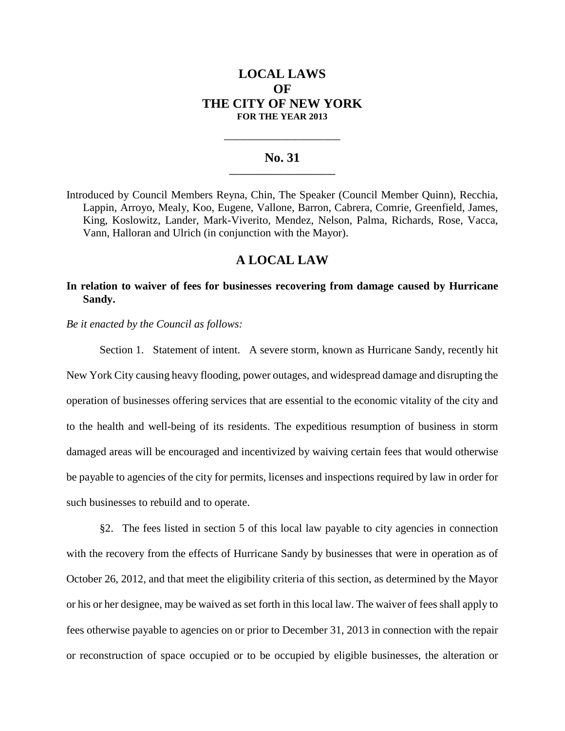# LOCAL LAWS
# OF
# THE CITY OF NEW YORK
**FOR THE YEAR 2013**

---

## No. 31

---

Introduced by Council Members Reyna, Chin, The Speaker (Council Member Quinn), Recchia, Lappin, Arroyo, Mealy, Koo, Eugene, Vallone, Barron, Cabrera, Comrie, Greenfield, James, King, Koslowitz, Lander, Mark-Viverito, Mendez, Nelson, Palma, Richards, Rose, Vacca, Vann, Halloran and Ulrich (in conjunction with the Mayor).

## A LOCAL LAW

**In relation to waiver of fees for businesses recovering from damage caused by Hurricane Sandy.**

*Be it enacted by the Council as follows:*

Section 1. Statement of intent. A severe storm, known as Hurricane Sandy, recently hit New York City causing heavy flooding, power outages, and widespread damage and disrupting the operation of businesses offering services that are essential to the economic vitality of the city and to the health and well-being of its residents. The expeditious resumption of business in storm damaged areas will be encouraged and incentivized by waiving certain fees that would otherwise be payable to agencies of the city for permits, licenses and inspections required by law in order for such businesses to rebuild and to operate.

§2. The fees listed in section 5 of this local law payable to city agencies in connection with the recovery from the effects of Hurricane Sandy by businesses that were in operation as of October 26, 2012, and that meet the eligibility criteria of this section, as determined by the Mayor or his or her designee, may be waived as set forth in this local law. The waiver of fees shall apply to fees otherwise payable to agencies on or prior to December 31, 2013 in connection with the repair or reconstruction of space occupied or to be occupied by eligible businesses, the alteration or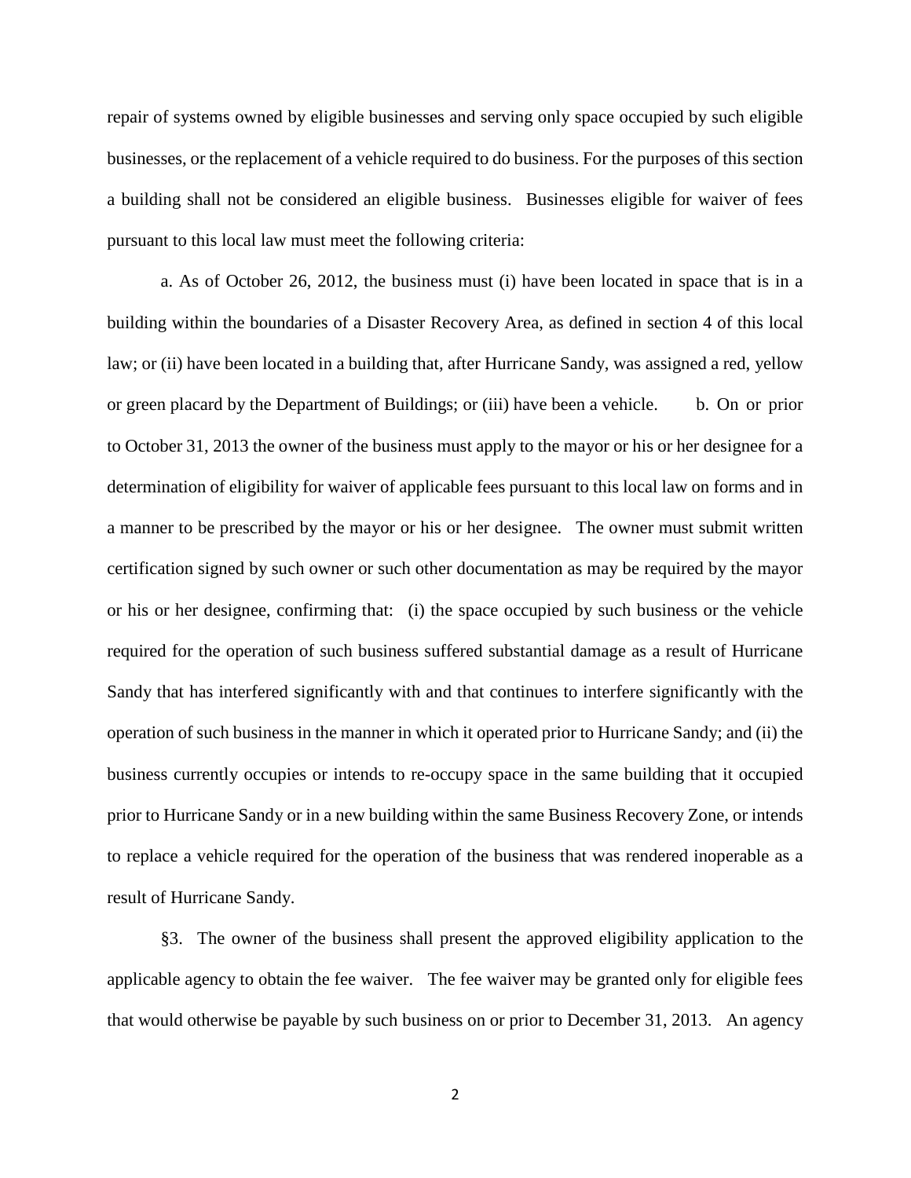repair of systems owned by eligible businesses and serving only space occupied by such eligible businesses, or the replacement of a vehicle required to do business. For the purposes of this section a building shall not be considered an eligible business. Businesses eligible for waiver of fees pursuant to this local law must meet the following criteria:

a. As of October 26, 2012, the business must (i) have been located in space that is in a building within the boundaries of a Disaster Recovery Area, as defined in section 4 of this local law; or (ii) have been located in a building that, after Hurricane Sandy, was assigned a red, yellow or green placard by the Department of Buildings; or (iii) have been a vehicle. b. On or prior to October 31, 2013 the owner of the business must apply to the mayor or his or her designee for a determination of eligibility for waiver of applicable fees pursuant to this local law on forms and in a manner to be prescribed by the mayor or his or her designee. The owner must submit written certification signed by such owner or such other documentation as may be required by the mayor or his or her designee, confirming that: (i) the space occupied by such business or the vehicle required for the operation of such business suffered substantial damage as a result of Hurricane Sandy that has interfered significantly with and that continues to interfere significantly with the operation of such business in the manner in which it operated prior to Hurricane Sandy; and (ii) the business currently occupies or intends to re-occupy space in the same building that it occupied prior to Hurricane Sandy or in a new building within the same Business Recovery Zone, or intends to replace a vehicle required for the operation of the business that was rendered inoperable as a result of Hurricane Sandy.

§3. The owner of the business shall present the approved eligibility application to the applicable agency to obtain the fee waiver. The fee waiver may be granted only for eligible fees that would otherwise be payable by such business on or prior to December 31, 2013. An agency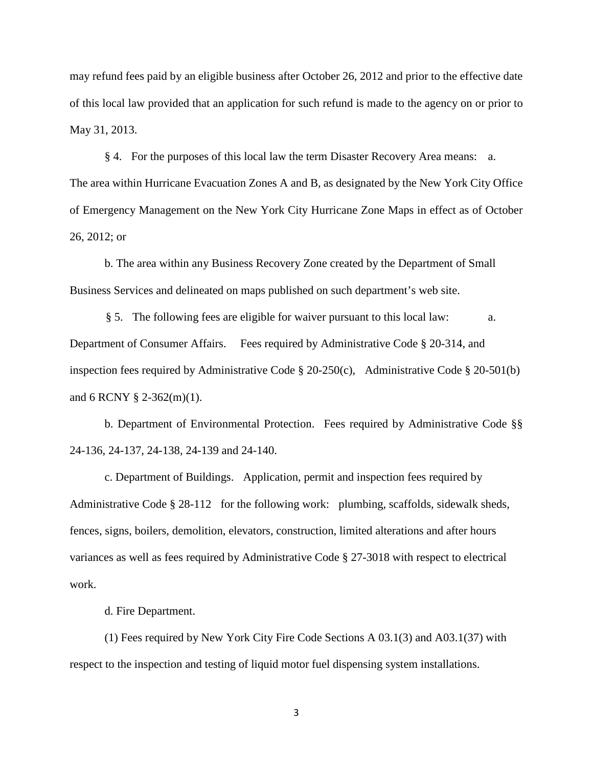may refund fees paid by an eligible business after October 26, 2012 and prior to the effective date of this local law provided that an application for such refund is made to the agency on or prior to May 31, 2013.

§ 4. For the purposes of this local law the term Disaster Recovery Area means: a. The area within Hurricane Evacuation Zones A and B, as designated by the New York City Office of Emergency Management on the New York City Hurricane Zone Maps in effect as of October 26, 2012; or

b. The area within any Business Recovery Zone created by the Department of Small Business Services and delineated on maps published on such department's web site.

§ 5. The following fees are eligible for waiver pursuant to this local law: a. Department of Consumer Affairs. Fees required by Administrative Code § 20-314, and inspection fees required by Administrative Code § 20-250(c), Administrative Code § 20-501(b) and 6 RCNY § 2-362(m)(1).

b. Department of Environmental Protection. Fees required by Administrative Code §§ 24-136, 24-137, 24-138, 24-139 and 24-140.

c. Department of Buildings. Application, permit and inspection fees required by Administrative Code § 28-112 for the following work: plumbing, scaffolds, sidewalk sheds, fences, signs, boilers, demolition, elevators, construction, limited alterations and after hours variances as well as fees required by Administrative Code § 27-3018 with respect to electrical work.

d. Fire Department.

(1) Fees required by New York City Fire Code Sections A 03.1(3) and A03.1(37) with respect to the inspection and testing of liquid motor fuel dispensing system installations.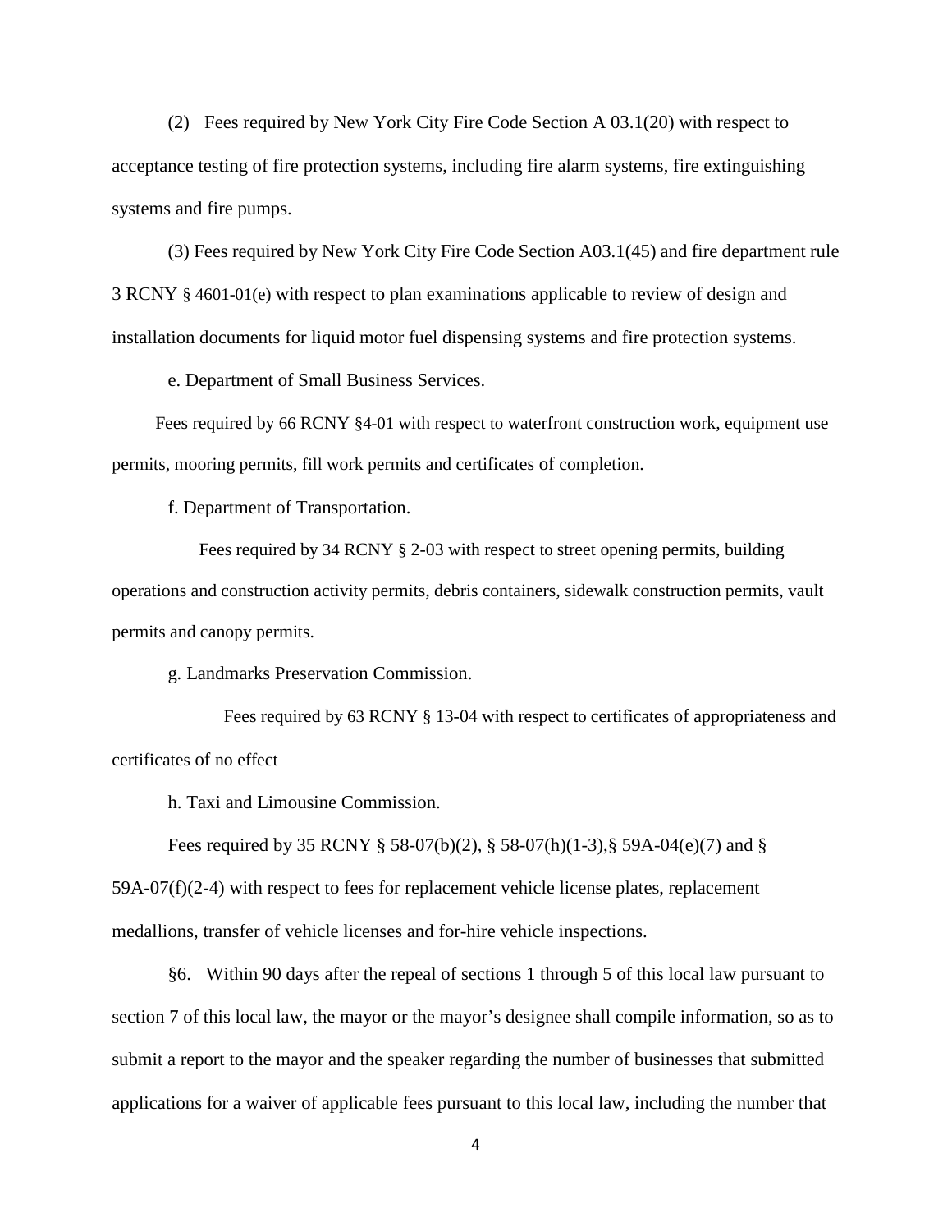(2) Fees required by New York City Fire Code Section A 03.1(20) with respect to acceptance testing of fire protection systems, including fire alarm systems, fire extinguishing systems and fire pumps.

(3) Fees required by New York City Fire Code Section A03.1(45) and fire department rule 3 RCNY § 4601-01(e) with respect to plan examinations applicable to review of design and installation documents for liquid motor fuel dispensing systems and fire protection systems.

e. Department of Small Business Services.

Fees required by 66 RCNY §4-01 with respect to waterfront construction work, equipment use permits, mooring permits, fill work permits and certificates of completion.

f. Department of Transportation.

Fees required by 34 RCNY § 2-03 with respect to street opening permits, building operations and construction activity permits, debris containers, sidewalk construction permits, vault permits and canopy permits.

g. Landmarks Preservation Commission.

Fees required by 63 RCNY § 13-04 with respect to certificates of appropriateness and certificates of no effect

h. Taxi and Limousine Commission.

Fees required by 35 RCNY § 58-07(b)(2), § 58-07(h)(1-3),§ 59A-04(e)(7) and § 59A-07(f)(2-4) with respect to fees for replacement vehicle license plates, replacement medallions, transfer of vehicle licenses and for-hire vehicle inspections.

§6. Within 90 days after the repeal of sections 1 through 5 of this local law pursuant to section 7 of this local law, the mayor or the mayor's designee shall compile information, so as to submit a report to the mayor and the speaker regarding the number of businesses that submitted applications for a waiver of applicable fees pursuant to this local law, including the number that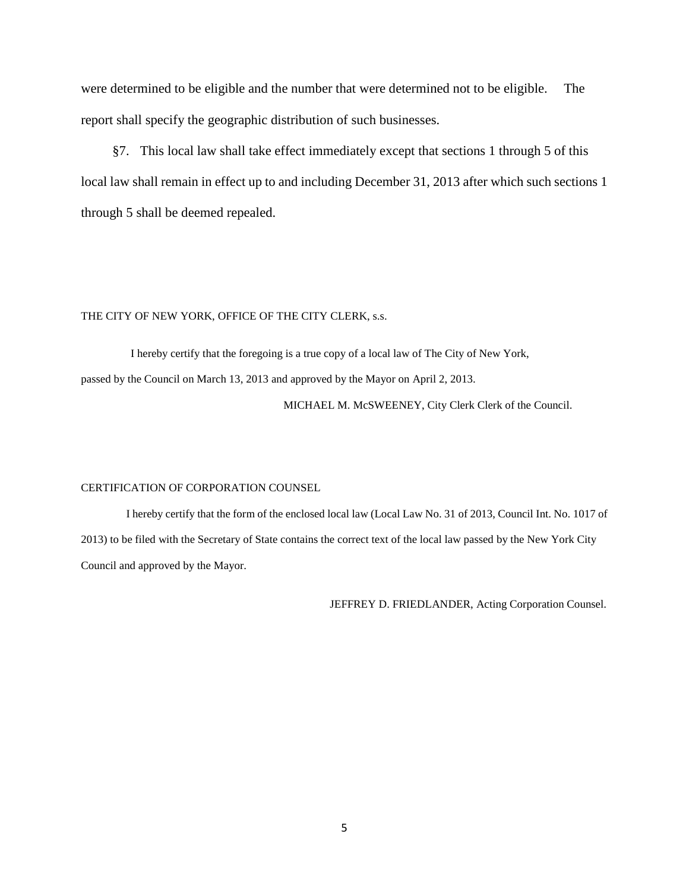were determined to be eligible and the number that were determined not to be eligible. The report shall specify the geographic distribution of such businesses.

§7. This local law shall take effect immediately except that sections 1 through 5 of this local law shall remain in effect up to and including December 31, 2013 after which such sections 1 through 5 shall be deemed repealed.

THE CITY OF NEW YORK, OFFICE OF THE CITY CLERK, s.s.

I hereby certify that the foregoing is a true copy of a local law of The City of New York, passed by the Council on March 13, 2013 and approved by the Mayor on April 2, 2013.

MICHAEL M. McSWEENEY, City Clerk Clerk of the Council.

CERTIFICATION OF CORPORATION COUNSEL

I hereby certify that the form of the enclosed local law (Local Law No. 31 of 2013, Council Int. No. 1017 of 2013) to be filed with the Secretary of State contains the correct text of the local law passed by the New York City Council and approved by the Mayor.

JEFFREY D. FRIEDLANDER, Acting Corporation Counsel.